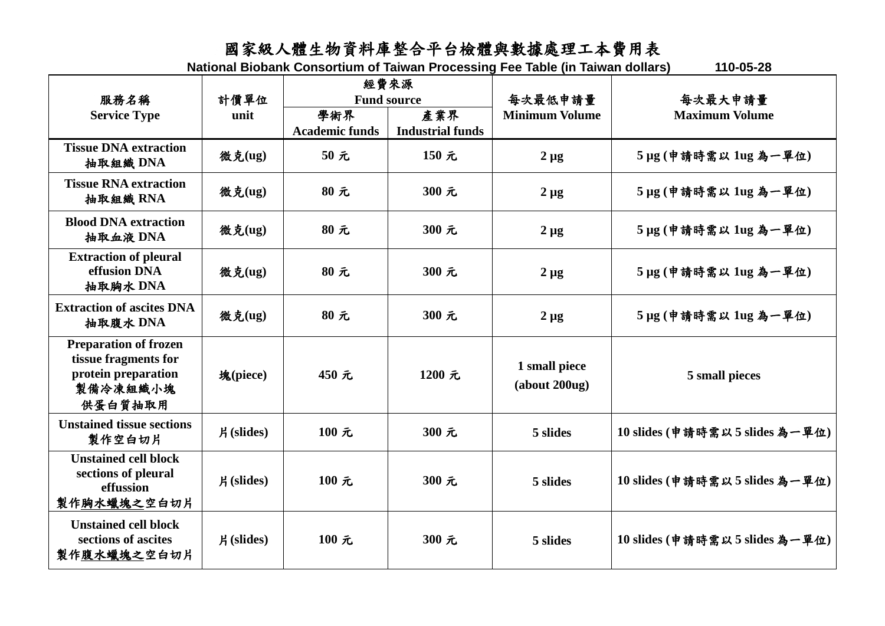# 國家級人體生物資料庫整合平台檢體與數據處理工本費用表

**National Biobank Consortium of Taiwan Processing Fee Table (in Taiwan dollars)** 110-05-28

| 服務名稱 Service Type | 計價單位 unit | 經費來源 Fund source | | 每次最低申請量 Minimum Volume | 每次最大申請量 Maximum Volume |
|---|---|---|---|---|---|
| | | 學術界 Academic funds | 產業界 Industrial funds | | |
| **Tissue DNA extraction 抽取組織 DNA** | 微克(ug) | 50 元 | 150 元 | 2 μg | 5 μg (申請時需以 1ug 為一單位) |
| **Tissue RNA extraction 抽取組織 RNA** | 微克(ug) | 80 元 | 300 元 | 2 μg | 5 μg (申請時需以 1ug 為一單位) |
| **Blood DNA extraction 抽取血液 DNA** | 微克(ug) | 80 元 | 300 元 | 2 μg | 5 μg (申請時需以 1ug 為一單位) |
| **Extraction of pleural effusion DNA 抽取胸水 DNA** | 微克(ug) | 80 元 | 300 元 | 2 μg | 5 μg (申請時需以 1ug 為一單位) |
| **Extraction of ascites DNA 抽取腹水 DNA** | 微克(ug) | 80 元 | 300 元 | 2 μg | 5 μg (申請時需以 1ug 為一單位) |
| **Preparation of frozen tissue fragments for protein preparation 製備冷凍組織小塊供蛋白質抽取用** | 塊(piece) | 450 元 | 1200 元 | 1 small piece (about 200ug) | 5 small pieces |
| **Unstained tissue sections 製作空白切片** | 片(slides) | 100 元 | 300 元 | 5 slides | 10 slides (申請時需以 5 slides 為一單位) |
| **Unstained cell block sections of pleural effussion 製作胸水蠟塊之空白切片** | 片(slides) | 100 元 | 300 元 | 5 slides | 10 slides (申請時需以 5 slides 為一單位) |
| **Unstained cell block sections of ascites 製作腹水蠟塊之空白切片** | 片(slides) | 100 元 | 300 元 | 5 slides | 10 slides (申請時需以 5 slides 為一單位) |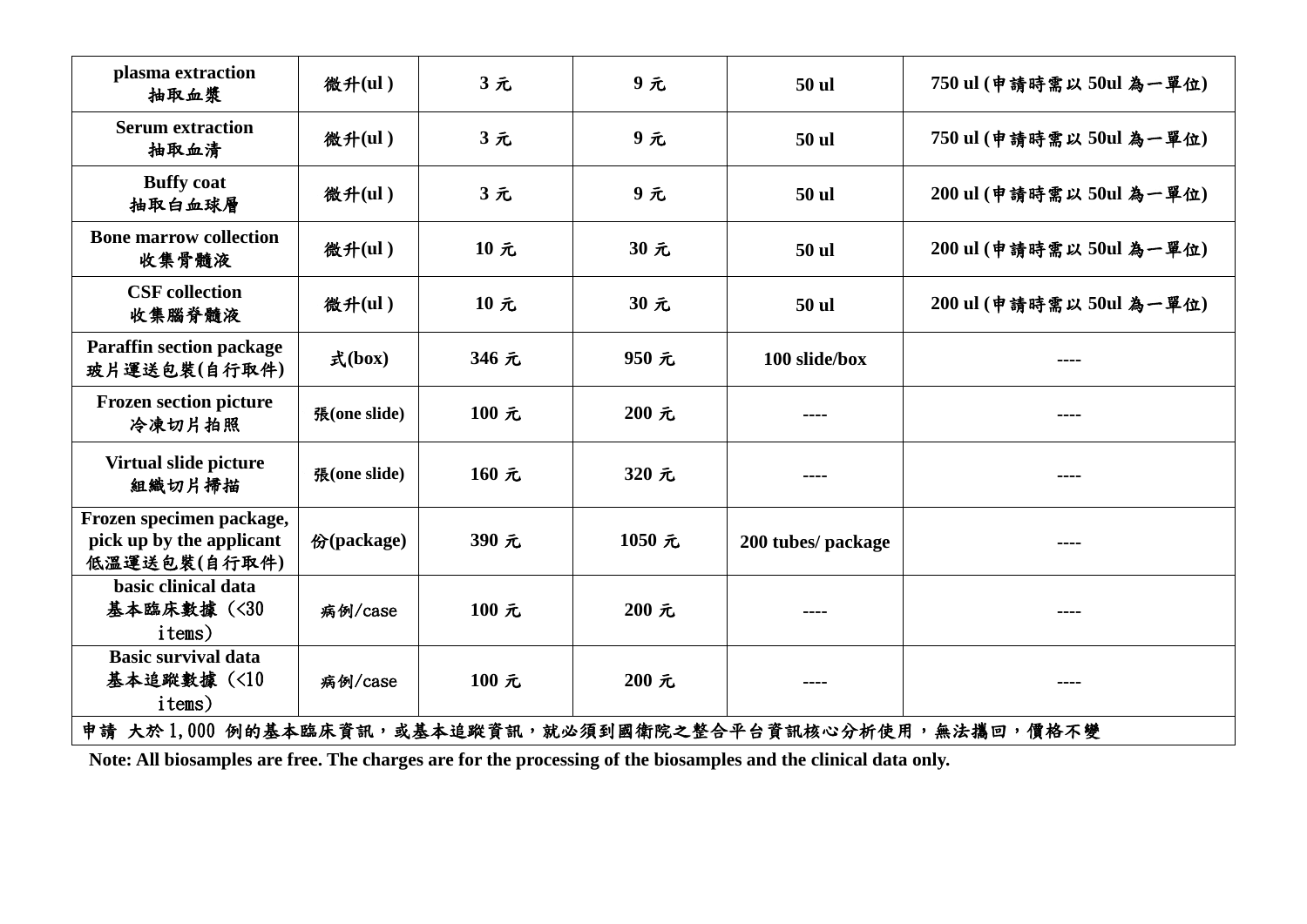| | | | | | |
|---|---|---|---|---|---|
| **plasma extraction**<br>抽取血漿 | 微升(ul ) | 3 元 | 9 元 | 50 ul | 750 ul (申請時需以 50ul 為一單位) |
| **Serum extraction**<br>抽取血清 | 微升(ul ) | 3 元 | 9 元 | 50 ul | 750 ul (申請時需以 50ul 為一單位) |
| **Buffy coat**<br>抽取白血球層 | 微升(ul ) | 3 元 | 9 元 | 50 ul | 200 ul (申請時需以 50ul 為一單位) |
| **Bone marrow collection**<br>收集骨髓液 | 微升(ul ) | 10 元 | 30 元 | 50 ul | 200 ul (申請時需以 50ul 為一單位) |
| **CSF collection**<br>收集腦脊髓液 | 微升(ul ) | 10 元 | 30 元 | 50 ul | 200 ul (申請時需以 50ul 為一單位) |
| **Paraffin section package**<br>玻片運送包裝(自行取件) | 式(box) | 346 元 | 950 元 | 100 slide/box | ---- |
| **Frozen section picture**<br>冷凍切片拍照 | 張(one slide) | 100 元 | 200 元 | ---- | ---- |
| **Virtual slide picture**<br>組織切片掃描 | 張(one slide) | 160 元 | 320 元 | ---- | ---- |
| **Frozen specimen package, pick up by the applicant**<br>低溫運送包裝(自行取件) | 份(package) | 390 元 | 1050 元 | 200 tubes/ package | ---- |
| **basic clinical data**<br>基本臨床數據 (<30 items) | 病例/case | 100 元 | 200 元 | ---- | ---- |
| **Basic survival data**<br>基本追蹤數據 (<10 items) | 病例/case | 100 元 | 200 元 | ---- | ---- |
| 申請 大於 1,000 例的基本臨床資訊，或基本追蹤資訊，就必須到國衛院之整合平台資訊核心分析使用，無法攜回，價格不變 | | | | | |

**Note: All biosamples are free. The charges are for the processing of the biosamples and the clinical data only.**